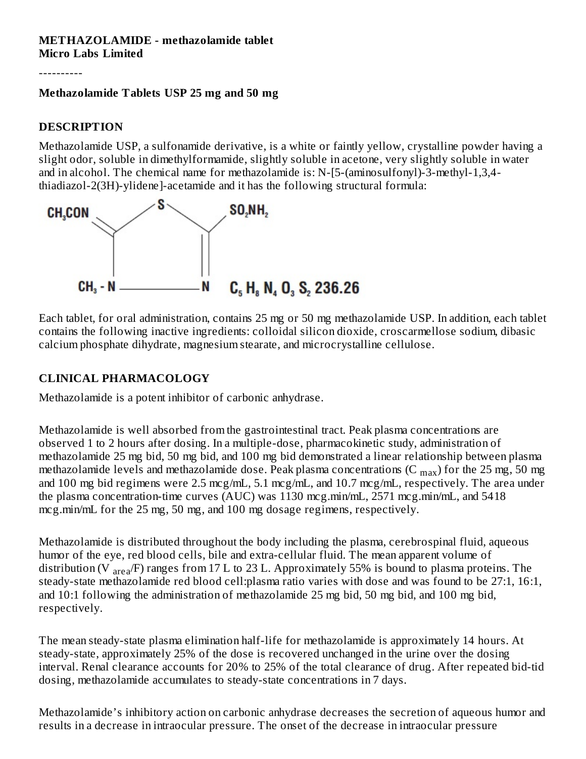**METHAZOLAMIDE - methazolamide tablet**
**Micro Labs Limited**

----------

**Methazolamide Tablets USP 25 mg and 50 mg**

## DESCRIPTION

Methazolamide USP, a sulfonamide derivative, is a white or faintly yellow, crystalline powder having a slight odor, soluble in dimethylformamide, slightly soluble in acetone, very slightly soluble in water and in alcohol. The chemical name for methazolamide is: N-[5-(aminosulfonyl)-3-methyl-1,3,4-thiadiazol-2(3H)-ylidene]-acetamide and it has the following structural formula:

$C_5H_8N_4O_3S_2$ 236.26

Each tablet, for oral administration, contains 25 mg or 50 mg methazolamide USP. In addition, each tablet contains the following inactive ingredients: colloidal silicon dioxide, croscarmellose sodium, dibasic calcium phosphate dihydrate, magnesium stearate, and microcrystalline cellulose.

## CLINICAL PHARMACOLOGY

Methazolamide is a potent inhibitor of carbonic anhydrase.

Methazolamide is well absorbed from the gastrointestinal tract. Peak plasma concentrations are observed 1 to 2 hours after dosing. In a multiple-dose, pharmacokinetic study, administration of methazolamide 25 mg bid, 50 mg bid, and 100 mg bid demonstrated a linear relationship between plasma methazolamide levels and methazolamide dose. Peak plasma concentrations ($C_{max}$) for the 25 mg, 50 mg and 100 mg bid regimens were 2.5 mcg/mL, 5.1 mcg/mL, and 10.7 mcg/mL, respectively. The area under the plasma concentration-time curves (AUC) was 1130 mcg.min/mL, 2571 mcg.min/mL, and 5418 mcg.min/mL for the 25 mg, 50 mg, and 100 mg dosage regimens, respectively.

Methazolamide is distributed throughout the body including the plasma, cerebrospinal fluid, aqueous humor of the eye, red blood cells, bile and extra-cellular fluid. The mean apparent volume of distribution ($V_{area}/F$) ranges from 17 L to 23 L. Approximately 55% is bound to plasma proteins. The steady-state methazolamide red blood cell:plasma ratio varies with dose and was found to be 27:1, 16:1, and 10:1 following the administration of methazolamide 25 mg bid, 50 mg bid, and 100 mg bid, respectively.

The mean steady-state plasma elimination half-life for methazolamide is approximately 14 hours. At steady-state, approximately 25% of the dose is recovered unchanged in the urine over the dosing interval. Renal clearance accounts for 20% to 25% of the total clearance of drug. After repeated bid-tid dosing, methazolamide accumulates to steady-state concentrations in 7 days.

Methazolamide's inhibitory action on carbonic anhydrase decreases the secretion of aqueous humor and results in a decrease in intraocular pressure. The onset of the decrease in intraocular pressure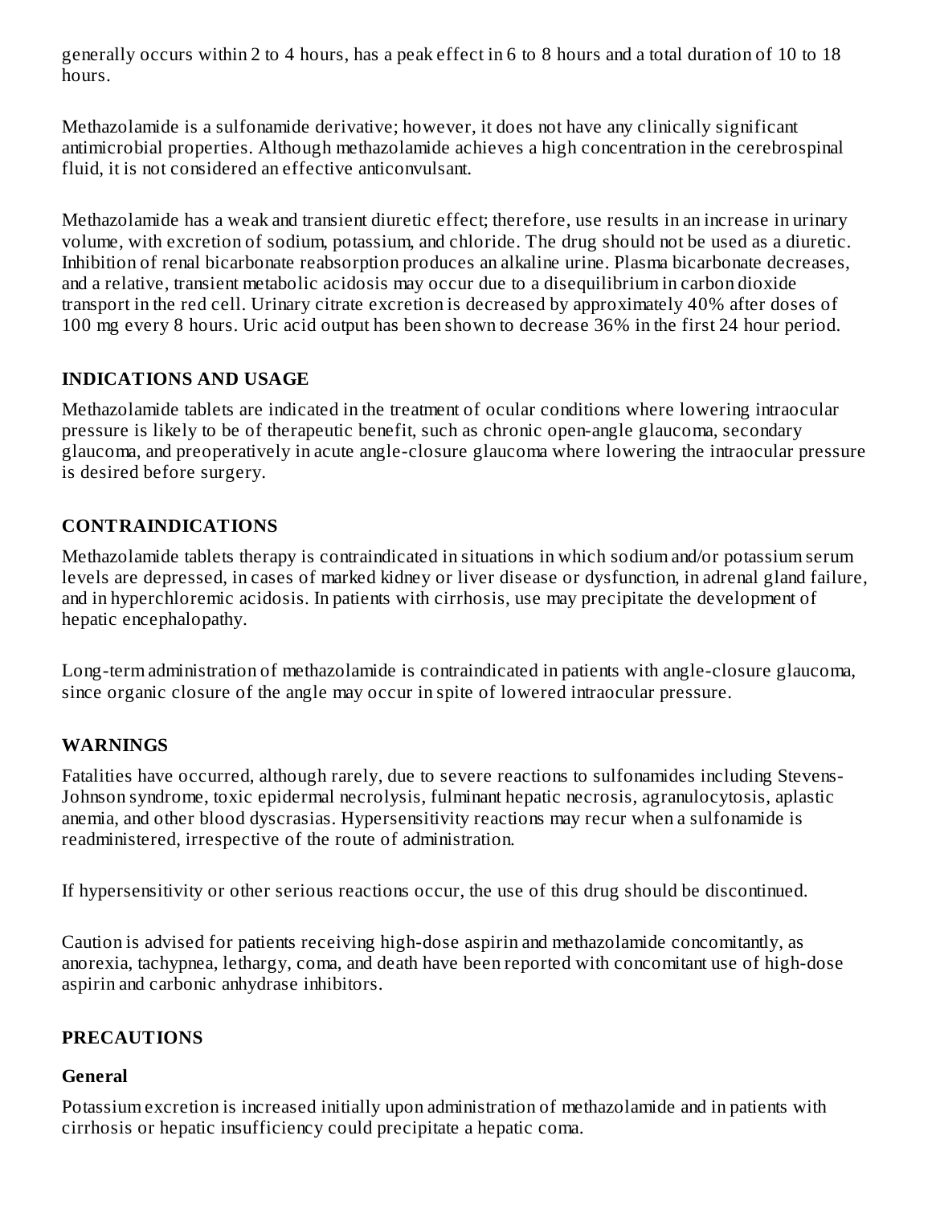generally occurs within 2 to 4 hours, has a peak effect in 6 to 8 hours and a total duration of 10 to 18 hours.

Methazolamide is a sulfonamide derivative; however, it does not have any clinically significant antimicrobial properties. Although methazolamide achieves a high concentration in the cerebrospinal fluid, it is not considered an effective anticonvulsant.

Methazolamide has a weak and transient diuretic effect; therefore, use results in an increase in urinary volume, with excretion of sodium, potassium, and chloride. The drug should not be used as a diuretic. Inhibition of renal bicarbonate reabsorption produces an alkaline urine. Plasma bicarbonate decreases, and a relative, transient metabolic acidosis may occur due to a disequilibrium in carbon dioxide transport in the red cell. Urinary citrate excretion is decreased by approximately 40% after doses of 100 mg every 8 hours. Uric acid output has been shown to decrease 36% in the first 24 hour period.

## INDICATIONS AND USAGE

Methazolamide tablets are indicated in the treatment of ocular conditions where lowering intraocular pressure is likely to be of therapeutic benefit, such as chronic open-angle glaucoma, secondary glaucoma, and preoperatively in acute angle-closure glaucoma where lowering the intraocular pressure is desired before surgery.

## CONTRAINDICATIONS

Methazolamide tablets therapy is contraindicated in situations in which sodium and/or potassium serum levels are depressed, in cases of marked kidney or liver disease or dysfunction, in adrenal gland failure, and in hyperchloremic acidosis. In patients with cirrhosis, use may precipitate the development of hepatic encephalopathy.

Long-term administration of methazolamide is contraindicated in patients with angle-closure glaucoma, since organic closure of the angle may occur in spite of lowered intraocular pressure.

## WARNINGS

Fatalities have occurred, although rarely, due to severe reactions to sulfonamides including Stevens-Johnson syndrome, toxic epidermal necrolysis, fulminant hepatic necrosis, agranulocytosis, aplastic anemia, and other blood dyscrasias. Hypersensitivity reactions may recur when a sulfonamide is readministered, irrespective of the route of administration.

If hypersensitivity or other serious reactions occur, the use of this drug should be discontinued.

Caution is advised for patients receiving high-dose aspirin and methazolamide concomitantly, as anorexia, tachypnea, lethargy, coma, and death have been reported with concomitant use of high-dose aspirin and carbonic anhydrase inhibitors.

## PRECAUTIONS

### General

Potassium excretion is increased initially upon administration of methazolamide and in patients with cirrhosis or hepatic insufficiency could precipitate a hepatic coma.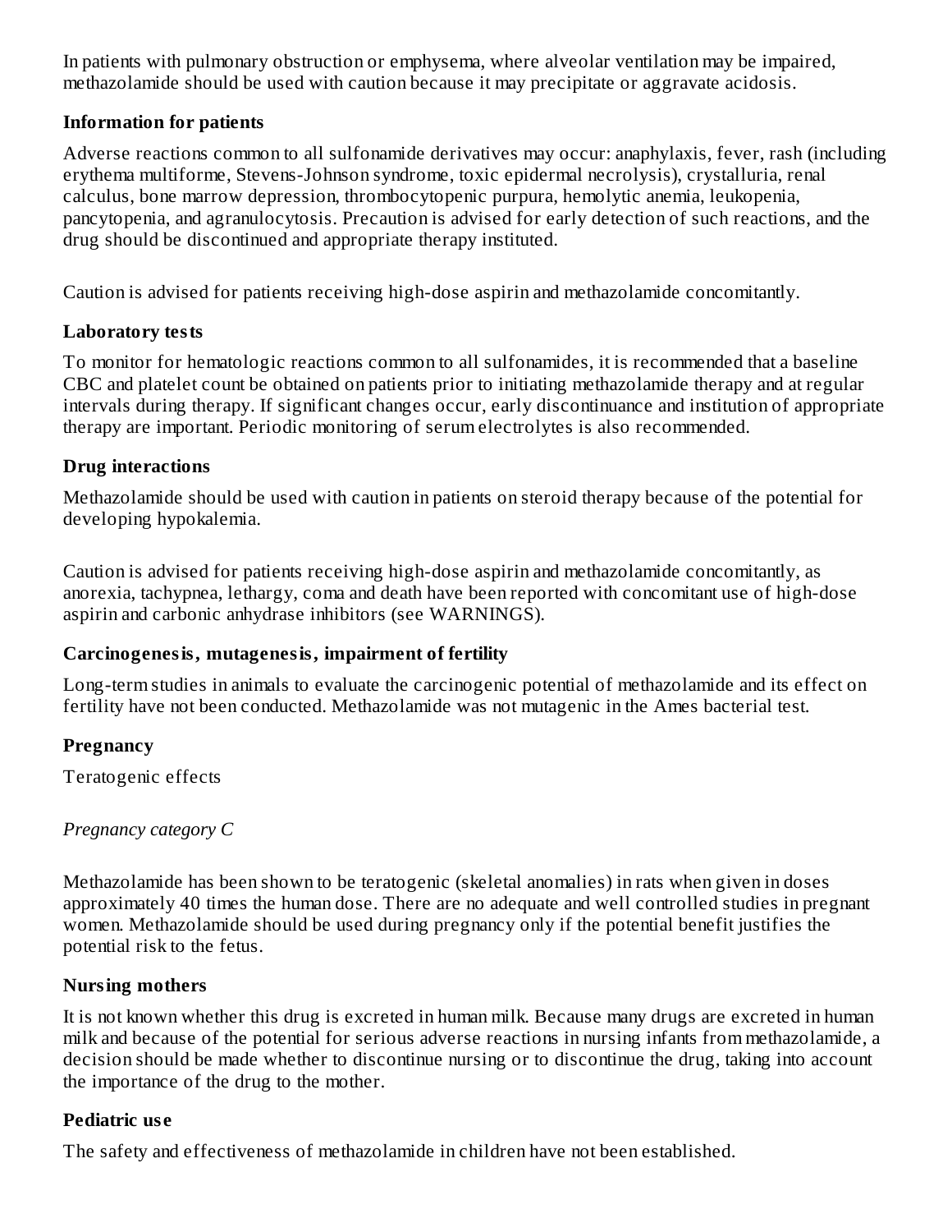In patients with pulmonary obstruction or emphysema, where alveolar ventilation may be impaired, methazolamide should be used with caution because it may precipitate or aggravate acidosis.

### Information for patients

Adverse reactions common to all sulfonamide derivatives may occur: anaphylaxis, fever, rash (including erythema multiforme, Stevens-Johnson syndrome, toxic epidermal necrolysis), crystalluria, renal calculus, bone marrow depression, thrombocytopenic purpura, hemolytic anemia, leukopenia, pancytopenia, and agranulocytosis. Precaution is advised for early detection of such reactions, and the drug should be discontinued and appropriate therapy instituted.

Caution is advised for patients receiving high-dose aspirin and methazolamide concomitantly.

### Laboratory tests

To monitor for hematologic reactions common to all sulfonamides, it is recommended that a baseline CBC and platelet count be obtained on patients prior to initiating methazolamide therapy and at regular intervals during therapy. If significant changes occur, early discontinuance and institution of appropriate therapy are important. Periodic monitoring of serum electrolytes is also recommended.

### Drug interactions

Methazolamide should be used with caution in patients on steroid therapy because of the potential for developing hypokalemia.

Caution is advised for patients receiving high-dose aspirin and methazolamide concomitantly, as anorexia, tachypnea, lethargy, coma and death have been reported with concomitant use of high-dose aspirin and carbonic anhydrase inhibitors (see WARNINGS).

### Carcinogenesis, mutagenesis, impairment of fertility

Long-term studies in animals to evaluate the carcinogenic potential of methazolamide and its effect on fertility have not been conducted. Methazolamide was not mutagenic in the Ames bacterial test.

### Pregnancy

Teratogenic effects

*Pregnancy category C*

Methazolamide has been shown to be teratogenic (skeletal anomalies) in rats when given in doses approximately 40 times the human dose. There are no adequate and well controlled studies in pregnant women. Methazolamide should be used during pregnancy only if the potential benefit justifies the potential risk to the fetus.

### Nursing mothers

It is not known whether this drug is excreted in human milk. Because many drugs are excreted in human milk and because of the potential for serious adverse reactions in nursing infants from methazolamide, a decision should be made whether to discontinue nursing or to discontinue the drug, taking into account the importance of the drug to the mother.

### Pediatric use

The safety and effectiveness of methazolamide in children have not been established.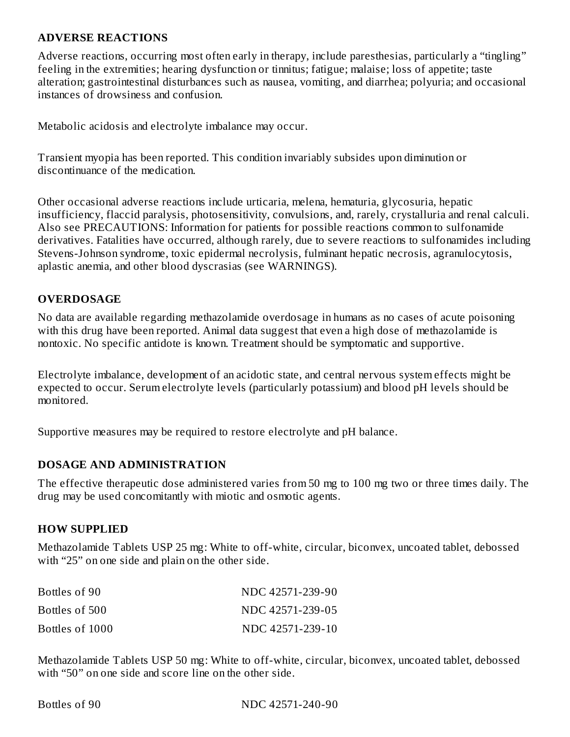## ADVERSE REACTIONS

Adverse reactions, occurring most often early in therapy, include paresthesias, particularly a "tingling" feeling in the extremities; hearing dysfunction or tinnitus; fatigue; malaise; loss of appetite; taste alteration; gastrointestinal disturbances such as nausea, vomiting, and diarrhea; polyuria; and occasional instances of drowsiness and confusion.

Metabolic acidosis and electrolyte imbalance may occur.

Transient myopia has been reported. This condition invariably subsides upon diminution or discontinuance of the medication.

Other occasional adverse reactions include urticaria, melena, hematuria, glycosuria, hepatic insufficiency, flaccid paralysis, photosensitivity, convulsions, and, rarely, crystalluria and renal calculi. Also see PRECAUTIONS: Information for patients for possible reactions common to sulfonamide derivatives. Fatalities have occurred, although rarely, due to severe reactions to sulfonamides including Stevens-Johnson syndrome, toxic epidermal necrolysis, fulminant hepatic necrosis, agranulocytosis, aplastic anemia, and other blood dyscrasias (see WARNINGS).

## OVERDOSAGE

No data are available regarding methazolamide overdosage in humans as no cases of acute poisoning with this drug have been reported. Animal data suggest that even a high dose of methazolamide is nontoxic. No specific antidote is known. Treatment should be symptomatic and supportive.

Electrolyte imbalance, development of an acidotic state, and central nervous system effects might be expected to occur. Serum electrolyte levels (particularly potassium) and blood pH levels should be monitored.

Supportive measures may be required to restore electrolyte and pH balance.

## DOSAGE AND ADMINISTRATION

The effective therapeutic dose administered varies from 50 mg to 100 mg two or three times daily. The drug may be used concomitantly with miotic and osmotic agents.

## HOW SUPPLIED

Methazolamide Tablets USP 25 mg: White to off-white, circular, biconvex, uncoated tablet, debossed with "25" on one side and plain on the other side.

| | |
|---|---|
| Bottles of 90 | NDC 42571-239-90 |
| Bottles of 500 | NDC 42571-239-05 |
| Bottles of 1000 | NDC 42571-239-10 |

Methazolamide Tablets USP 50 mg: White to off-white, circular, biconvex, uncoated tablet, debossed with "50" on one side and score line on the other side.

| | |
|---|---|
| Bottles of 90 | NDC 42571-240-90 |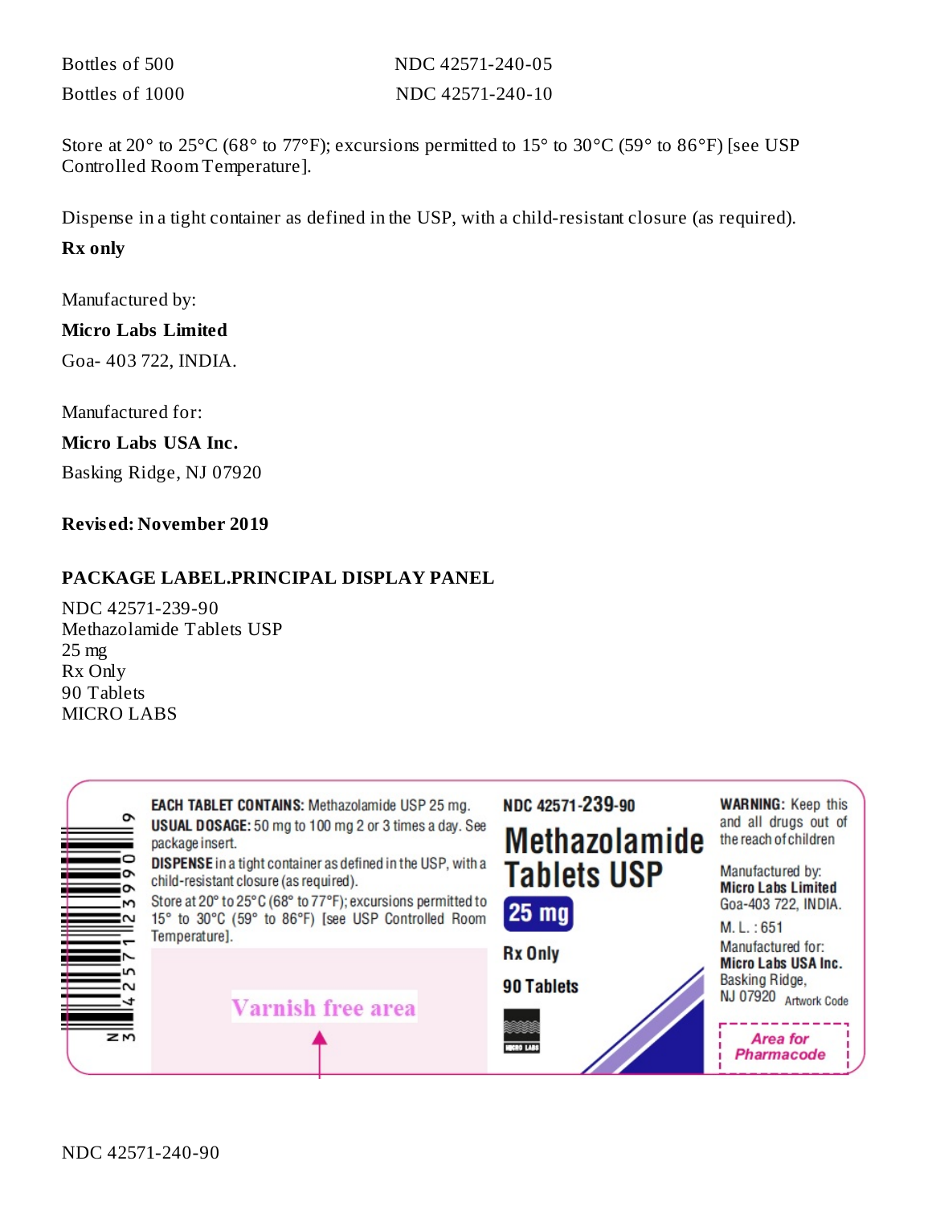| Bottles of 500 | NDC 42571-240-05 |
| --- | --- |
| Bottles of 1000 | NDC 42571-240-10 |

Store at 20° to 25°C (68° to 77°F); excursions permitted to 15° to 30°C (59° to 86°F) [see USP Controlled Room Temperature].

Dispense in a tight container as defined in the USP, with a child-resistant closure (as required).

**Rx only**

Manufactured by:

**Micro Labs Limited**

Goa- 403 722, INDIA.

Manufactured for:

**Micro Labs USA Inc.**

Basking Ridge, NJ 07920

**Revised: November 2019**

## PACKAGE LABEL.PRINCIPAL DISPLAY PANEL

NDC 42571-239-90
Methazolamide Tablets USP
25 mg
Rx Only
90 Tablets
MICRO LABS

**EACH TABLET CONTAINS:** Methazolamide USP 25 mg.
**USUAL DOSAGE:** 50 mg to 100 mg 2 or 3 times a day. See package insert.
**DISPENSE** in a tight container as defined in the USP, with a child-resistant closure (as required).
Store at 20° to 25°C (68° to 77°F); excursions permitted to 15° to 30°C (59° to 86°F) [see USP Controlled Room Temperature].

Varnish free area

**NDC 42571-239-90**
**Methazolamide Tablets USP**
**25 mg**
**Rx Only**
**90 Tablets**

MICRO LABS

**WARNING:** Keep this and all drugs out of the reach of children

Manufactured by:
**Micro Labs Limited**
Goa-403 722, INDIA.
M. L. : 651
Manufactured for:
**Micro Labs USA Inc.**
Basking Ridge,
NJ 07920 Artwork Code

Area for Pharmacode

N 3 42571 23990 6

NDC 42571-240-90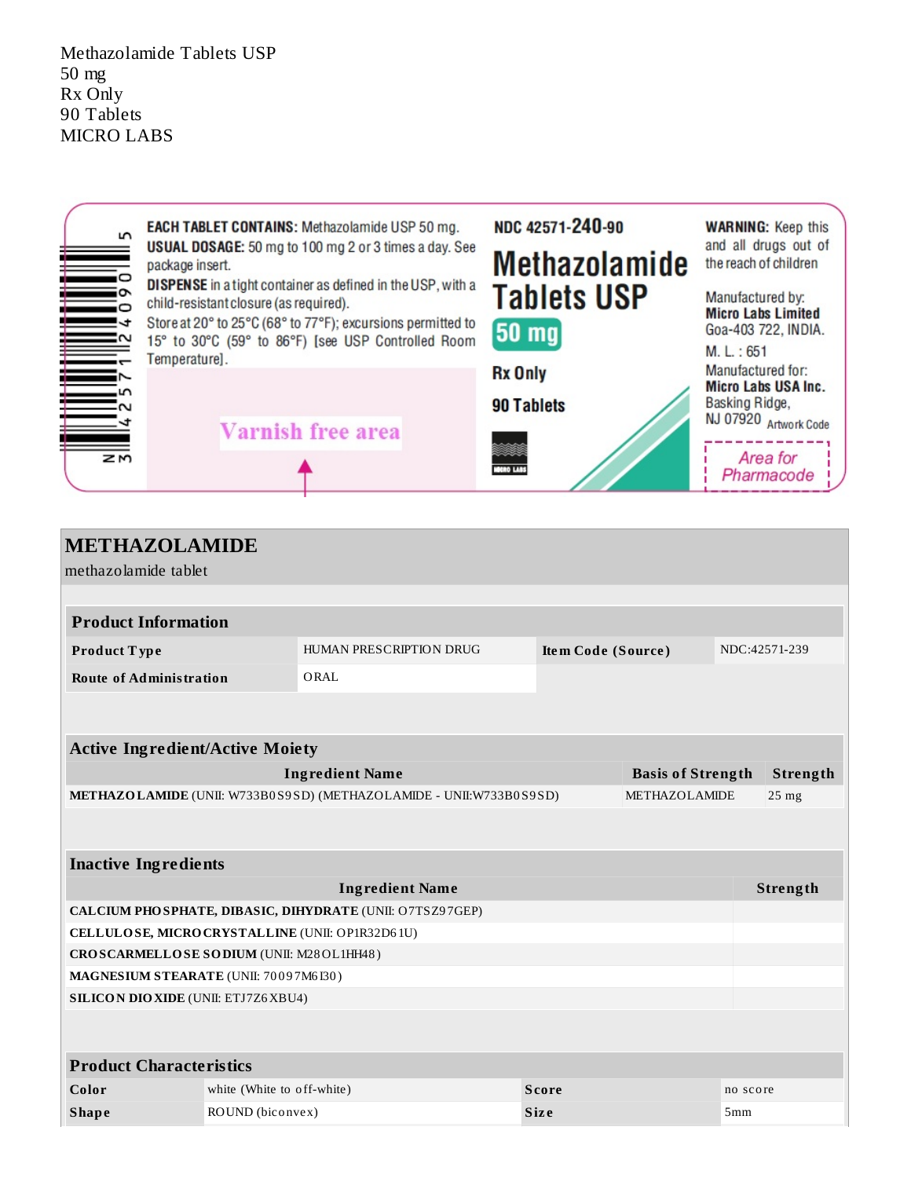Methazolamide Tablets USP
50 mg
Rx Only
90 Tablets
MICRO LABS

**EACH TABLET CONTAINS:** Methazolamide USP 50 mg.
**USUAL DOSAGE:** 50 mg to 100 mg 2 or 3 times a day. See package insert.
**DISPENSE** in a tight container as defined in the USP, with a child-resistant closure (as required).
Store at 20° to 25°C (68° to 77°F); excursions permitted to 15° to 30°C (59° to 86°F) [see USP Controlled Room Temperature].

Varnish free area

**NDC 42571-240-90**

**Methazolamide Tablets USP**

**50 mg**

**Rx Only**

**90 Tablets**

MICRO LABS

**WARNING:** Keep this and all drugs out of the reach of children

Manufactured by:
**Micro Labs Limited**
Goa-403 722, INDIA.
M. L. : 651
Manufactured for:
**Micro Labs USA Inc.**
Basking Ridge,
NJ 07920 Artwork Code

Area for Pharmacode

N 3 42571 24090 5

## METHAZOLAMIDE

methazolamide tablet

| **Product Information** | | | |
|---|---|---|---|
| **Product Type** | HUMAN PRESCRIPTION DRUG | **Item Code (Source)** | NDC:42571-239 |
| **Route of Administration** | ORAL | | |

| **Active Ingredient/Active Moiety** | | |
|---|---|---|
| **Ingredient Name** | **Basis of Strength** | **Strength** |
| **METHAZOLAMIDE** (UNII: W733B0S9SD) (METHAZOLAMIDE - UNII:W733B0S9SD) | METHAZOLAMIDE | 25 mg |

| **Inactive Ingredients** | |
|---|---|
| **Ingredient Name** | **Strength** |
| **CALCIUM PHOSPHATE, DIBASIC, DIHYDRATE** (UNII: O7TSZ97GEP) | |
| **CELLULOSE, MICROCRYSTALLINE** (UNII: OP1R32D61U) | |
| **CROSCARMELLOSE SODIUM** (UNII: M28OL1HH48) | |
| **MAGNESIUM STEARATE** (UNII: 70097M6I30) | |
| **SILICON DIOXIDE** (UNII: ETJ7Z6XBU4) | |

| **Product Characteristics** | | | |
|---|---|---|---|
| **Color** | white (White to off-white) | **Score** | no score |
| **Shape** | ROUND (biconvex) | **Size** | 5mm |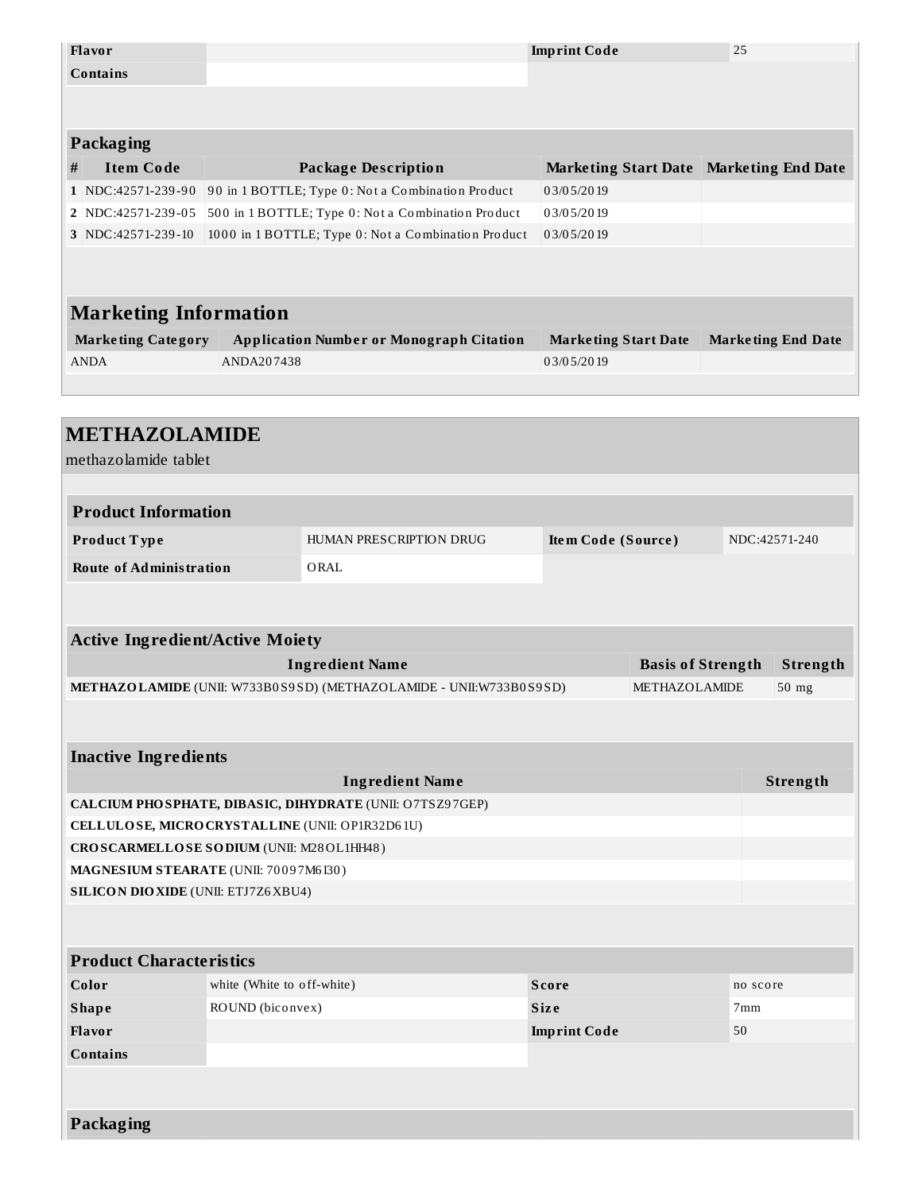| Flavor | | Imprint Code | 25 |
|---|---|---|---|
| Contains | | | |

### Packaging

| # | Item Code | Package Description | Marketing Start Date | Marketing End Date |
|---|---|---|---|---|
| 1 | NDC:42571-239-90 | 90 in 1 BOTTLE; Type 0: Not a Combination Product | 03/05/2019 | |
| 2 | NDC:42571-239-05 | 500 in 1 BOTTLE; Type 0: Not a Combination Product | 03/05/2019 | |
| 3 | NDC:42571-239-10 | 1000 in 1 BOTTLE; Type 0: Not a Combination Product | 03/05/2019 | |

### Marketing Information

| Marketing Category | Application Number or Monograph Citation | Marketing Start Date | Marketing End Date |
|---|---|---|---|
| ANDA | ANDA207438 | 03/05/2019 | |

## METHAZOLAMIDE

methazolamide tablet

### Product Information

| Product Type | HUMAN PRESCRIPTION DRUG | Item Code (Source) | NDC:42571-240 |
|---|---|---|---|
| Route of Administration | ORAL | | |

### Active Ingredient/Active Moiety

| Ingredient Name | Basis of Strength | Strength |
|---|---|---|
| **METHAZOLAMIDE** (UNII: W733B0S9SD) (METHAZOLAMIDE - UNII:W733B0S9SD) | METHAZOLAMIDE | 50 mg |

### Inactive Ingredients

| Ingredient Name | Strength |
|---|---|
| **CALCIUM PHOSPHATE, DIBASIC, DIHYDRATE** (UNII: O7TSZ97GEP) | |
| **CELLULOSE, MICROCRYSTALLINE** (UNII: OP1R32D61U) | |
| **CROSCARMELLOSE SODIUM** (UNII: M28OL1HH48) | |
| **MAGNESIUM STEARATE** (UNII: 70097M6I30) | |
| **SILICON DIOXIDE** (UNII: ETJ7Z6XBU4) | |

### Product Characteristics

| Color | white (White to off-white) | Score | no score |
|---|---|---|---|
| Shape | ROUND (biconvex) | Size | 7mm |
| Flavor | | Imprint Code | 50 |
| Contains | | | |

### Packaging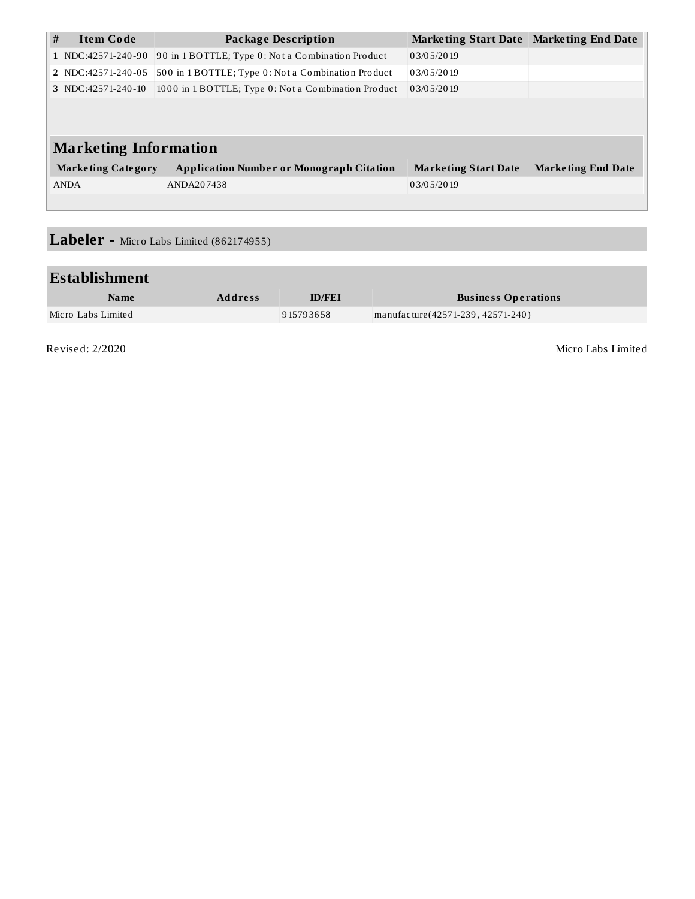| # | Item Code | Package Description | Marketing Start Date | Marketing End Date |
|---|---|---|---|---|
| 1 | NDC:42571-240-90 | 90 in 1 BOTTLE; Type 0: Not a Combination Product | 03/05/2019 | |
| 2 | NDC:42571-240-05 | 500 in 1 BOTTLE; Type 0: Not a Combination Product | 03/05/2019 | |
| 3 | NDC:42571-240-10 | 1000 in 1 BOTTLE; Type 0: Not a Combination Product | 03/05/2019 | |

## Marketing Information

| Marketing Category | Application Number or Monograph Citation | Marketing Start Date | Marketing End Date |
|---|---|---|---|
| ANDA | ANDA207438 | 03/05/2019 | |

## Labeler - Micro Labs Limited (862174955)

## Establishment

| Name | Address | ID/FEI | Business Operations |
|---|---|---|---|
| Micro Labs Limited | | 915793658 | manufacture(42571-239, 42571-240) |

Revised: 2/2020

Micro Labs Limited